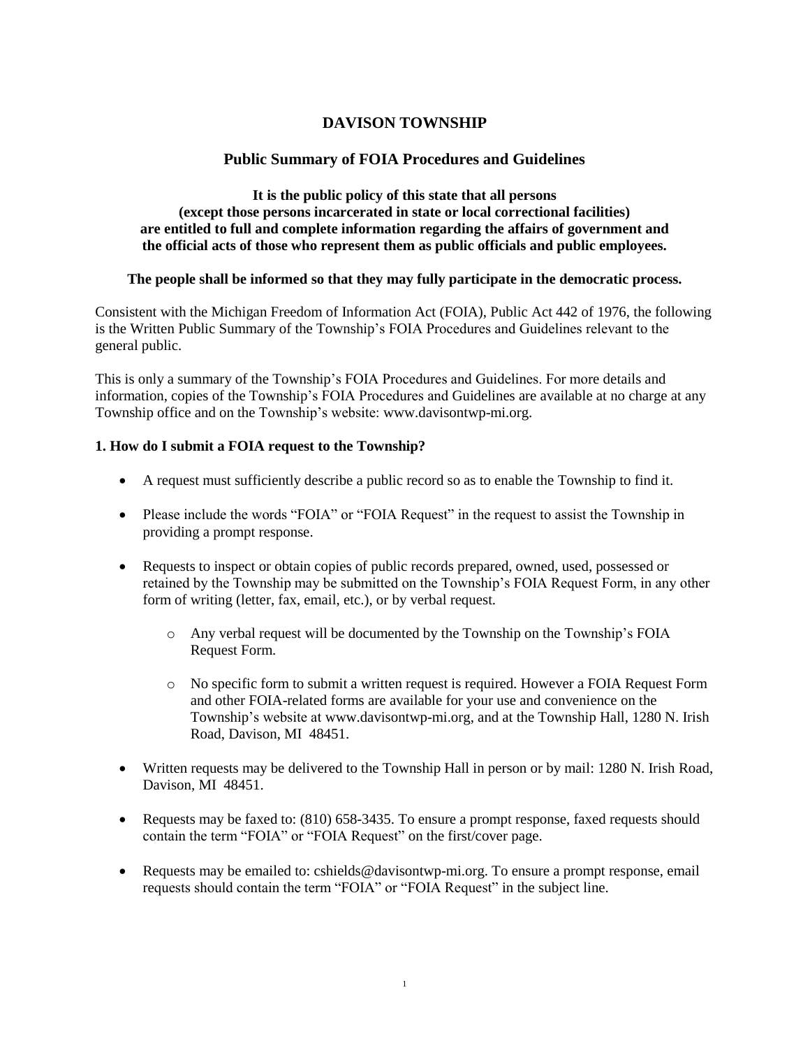# DAVISON TOWNSHIP

## Public Summary of FOIA Procedures and Guidelines

**It is the public policy of this state that all persons (except those persons incarcerated in state or local correctional facilities) are entitled to full and complete information regarding the affairs of government and the official acts of those who represent them as public officials and public employees.**

**The people shall be informed so that they may fully participate in the democratic process.**

Consistent with the Michigan Freedom of Information Act (FOIA), Public Act 442 of 1976, the following is the Written Public Summary of the Township's FOIA Procedures and Guidelines relevant to the general public.

This is only a summary of the Township's FOIA Procedures and Guidelines. For more details and information, copies of the Township's FOIA Procedures and Guidelines are available at no charge at any Township office and on the Township's website: www.davisontwp-mi.org.

### 1. How do I submit a FOIA request to the Township?

- A request must sufficiently describe a public record so as to enable the Township to find it.
- Please include the words "FOIA" or "FOIA Request" in the request to assist the Township in providing a prompt response.
- Requests to inspect or obtain copies of public records prepared, owned, used, possessed or retained by the Township may be submitted on the Township's FOIA Request Form, in any other form of writing (letter, fax, email, etc.), or by verbal request.
  - Any verbal request will be documented by the Township on the Township's FOIA Request Form.
  - No specific form to submit a written request is required. However a FOIA Request Form and other FOIA-related forms are available for your use and convenience on the Township's website at www.davisontwp-mi.org, and at the Township Hall, 1280 N. Irish Road, Davison, MI 48451.
- Written requests may be delivered to the Township Hall in person or by mail: 1280 N. Irish Road, Davison, MI 48451.
- Requests may be faxed to: (810) 658-3435. To ensure a prompt response, faxed requests should contain the term "FOIA" or "FOIA Request" on the first/cover page.
- Requests may be emailed to: cshields@davisontwp-mi.org. To ensure a prompt response, email requests should contain the term "FOIA" or "FOIA Request" in the subject line.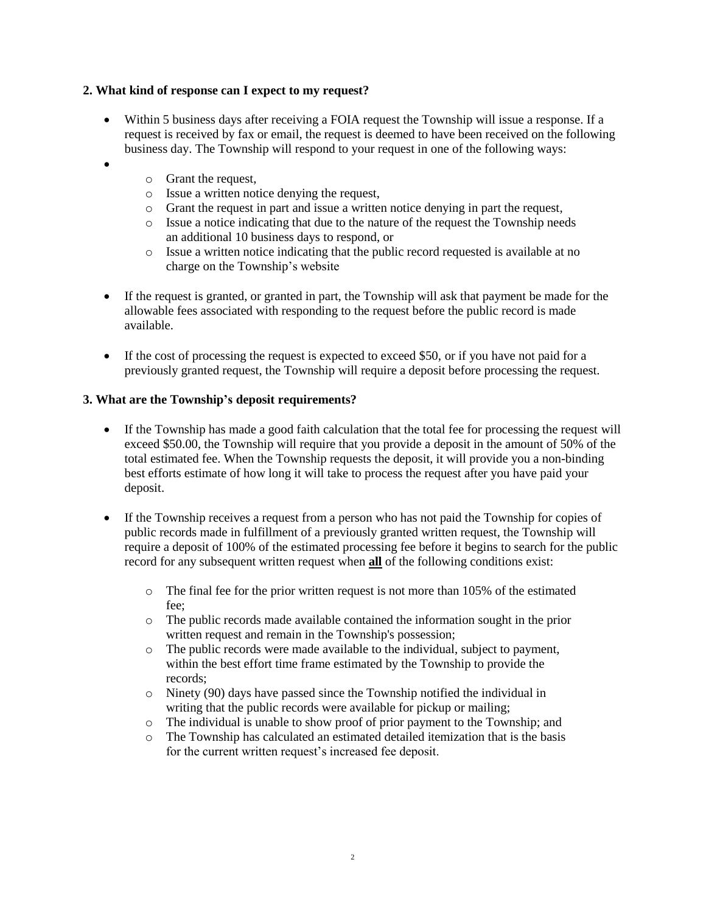**2. What kind of response can I expect to my request?**

- Within 5 business days after receiving a FOIA request the Township will issue a response. If a request is received by fax or email, the request is deemed to have been received on the following business day. The Township will respond to your request in one of the following ways:
  - Grant the request,
  - Issue a written notice denying the request,
  - Grant the request in part and issue a written notice denying in part the request,
  - Issue a notice indicating that due to the nature of the request the Township needs an additional 10 business days to respond, or
  - Issue a written notice indicating that the public record requested is available at no charge on the Township's website
- If the request is granted, or granted in part, the Township will ask that payment be made for the allowable fees associated with responding to the request before the public record is made available.
- If the cost of processing the request is expected to exceed $50, or if you have not paid for a previously granted request, the Township will require a deposit before processing the request.

**3. What are the Township's deposit requirements?**

- If the Township has made a good faith calculation that the total fee for processing the request will exceed $50.00, the Township will require that you provide a deposit in the amount of 50% of the total estimated fee. When the Township requests the deposit, it will provide you a non-binding best efforts estimate of how long it will take to process the request after you have paid your deposit.
- If the Township receives a request from a person who has not paid the Township for copies of public records made in fulfillment of a previously granted written request, the Township will require a deposit of 100% of the estimated processing fee before it begins to search for the public record for any subsequent written request when **all** of the following conditions exist:
  - The final fee for the prior written request is not more than 105% of the estimated fee;
  - The public records made available contained the information sought in the prior written request and remain in the Township's possession;
  - The public records were made available to the individual, subject to payment, within the best effort time frame estimated by the Township to provide the records;
  - Ninety (90) days have passed since the Township notified the individual in writing that the public records were available for pickup or mailing;
  - The individual is unable to show proof of prior payment to the Township; and
  - The Township has calculated an estimated detailed itemization that is the basis for the current written request's increased fee deposit.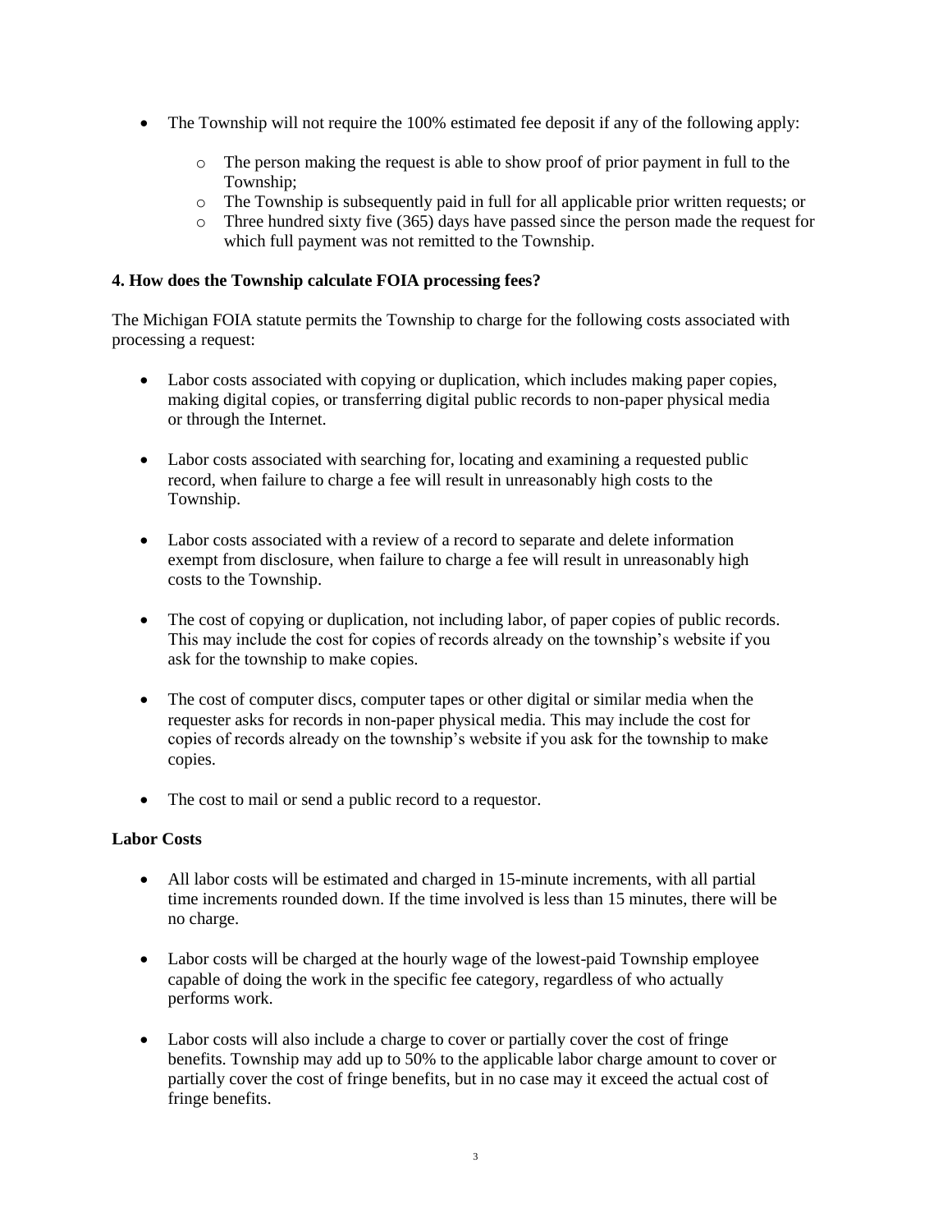- The Township will not require the 100% estimated fee deposit if any of the following apply:
    - The person making the request is able to show proof of prior payment in full to the Township;
    - The Township is subsequently paid in full for all applicable prior written requests; or
    - Three hundred sixty five (365) days have passed since the person made the request for which full payment was not remitted to the Township.

**4. How does the Township calculate FOIA processing fees?**

The Michigan FOIA statute permits the Township to charge for the following costs associated with processing a request:

- Labor costs associated with copying or duplication, which includes making paper copies, making digital copies, or transferring digital public records to non-paper physical media or through the Internet.

- Labor costs associated with searching for, locating and examining a requested public record, when failure to charge a fee will result in unreasonably high costs to the Township.

- Labor costs associated with a review of a record to separate and delete information exempt from disclosure, when failure to charge a fee will result in unreasonably high costs to the Township.

- The cost of copying or duplication, not including labor, of paper copies of public records. This may include the cost for copies of records already on the township's website if you ask for the township to make copies.

- The cost of computer discs, computer tapes or other digital or similar media when the requester asks for records in non-paper physical media. This may include the cost for copies of records already on the township's website if you ask for the township to make copies.

- The cost to mail or send a public record to a requestor.

**Labor Costs**

- All labor costs will be estimated and charged in 15-minute increments, with all partial time increments rounded down. If the time involved is less than 15 minutes, there will be no charge.

- Labor costs will be charged at the hourly wage of the lowest-paid Township employee capable of doing the work in the specific fee category, regardless of who actually performs work.

- Labor costs will also include a charge to cover or partially cover the cost of fringe benefits. Township may add up to 50% to the applicable labor charge amount to cover or partially cover the cost of fringe benefits, but in no case may it exceed the actual cost of fringe benefits.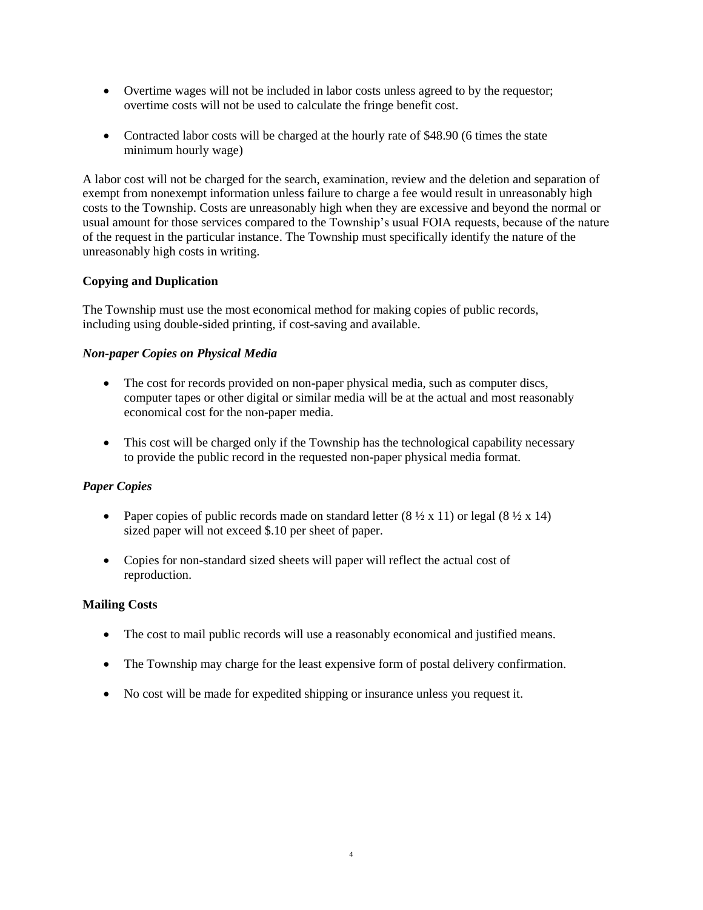- Overtime wages will not be included in labor costs unless agreed to by the requestor; overtime costs will not be used to calculate the fringe benefit cost.
- Contracted labor costs will be charged at the hourly rate of $48.90 (6 times the state minimum hourly wage)

A labor cost will not be charged for the search, examination, review and the deletion and separation of exempt from nonexempt information unless failure to charge a fee would result in unreasonably high costs to the Township. Costs are unreasonably high when they are excessive and beyond the normal or usual amount for those services compared to the Township's usual FOIA requests, because of the nature of the request in the particular instance. The Township must specifically identify the nature of the unreasonably high costs in writing.

**Copying and Duplication**

The Township must use the most economical method for making copies of public records, including using double-sided printing, if cost-saving and available.

***Non-paper Copies on Physical Media***

- The cost for records provided on non-paper physical media, such as computer discs, computer tapes or other digital or similar media will be at the actual and most reasonably economical cost for the non-paper media.
- This cost will be charged only if the Township has the technological capability necessary to provide the public record in the requested non-paper physical media format.

***Paper Copies***

- Paper copies of public records made on standard letter (8 ½ x 11) or legal (8 ½ x 14) sized paper will not exceed $.10 per sheet of paper.
- Copies for non-standard sized sheets will paper will reflect the actual cost of reproduction.

**Mailing Costs**

- The cost to mail public records will use a reasonably economical and justified means.
- The Township may charge for the least expensive form of postal delivery confirmation.
- No cost will be made for expedited shipping or insurance unless you request it.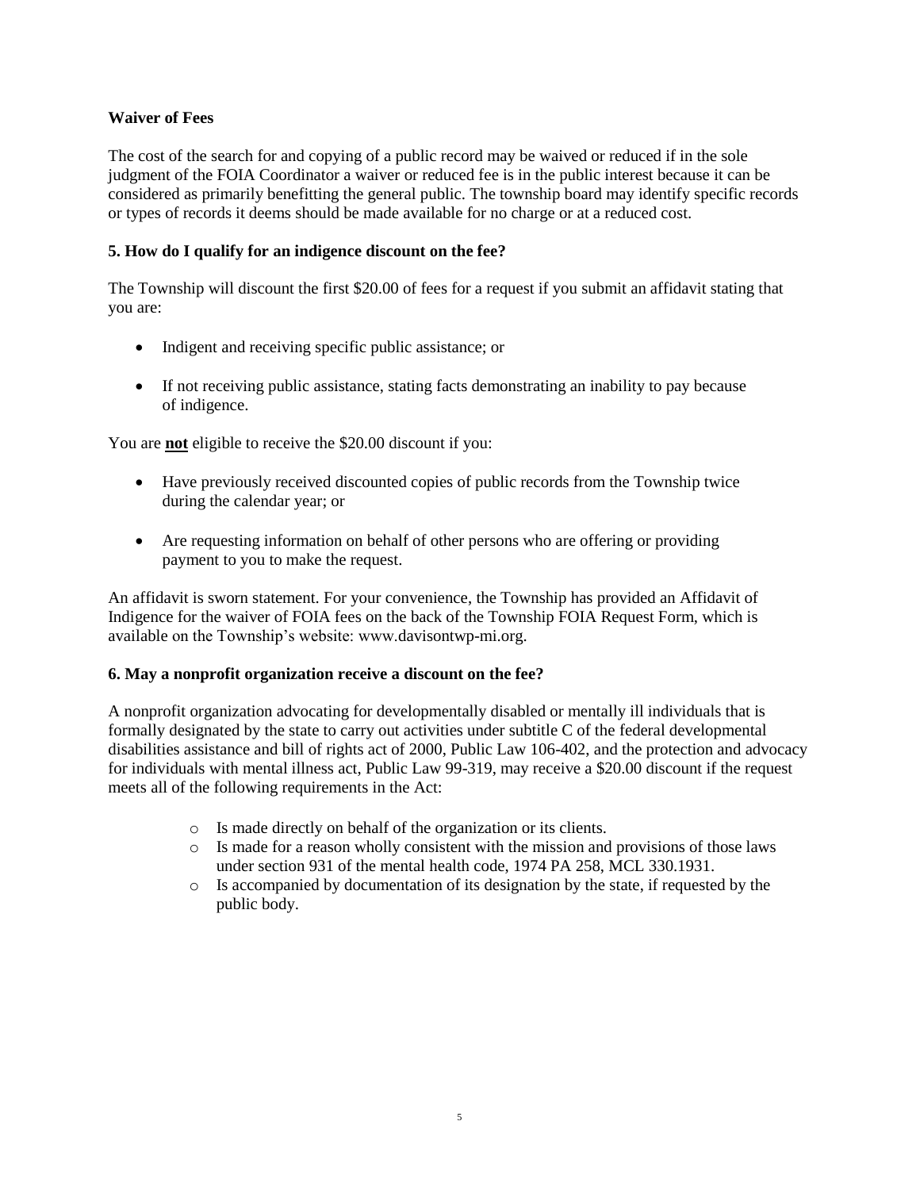### Waiver of Fees

The cost of the search for and copying of a public record may be waived or reduced if in the sole judgment of the FOIA Coordinator a waiver or reduced fee is in the public interest because it can be considered as primarily benefitting the general public. The township board may identify specific records or types of records it deems should be made available for no charge or at a reduced cost.

### 5. How do I qualify for an indigence discount on the fee?

The Township will discount the first $20.00 of fees for a request if you submit an affidavit stating that you are:

- Indigent and receiving specific public assistance; or
- If not receiving public assistance, stating facts demonstrating an inability to pay because of indigence.

You are **not** eligible to receive the $20.00 discount if you:

- Have previously received discounted copies of public records from the Township twice during the calendar year; or
- Are requesting information on behalf of other persons who are offering or providing payment to you to make the request.

An affidavit is sworn statement. For your convenience, the Township has provided an Affidavit of Indigence for the waiver of FOIA fees on the back of the Township FOIA Request Form, which is available on the Township's website: www.davisontwp-mi.org.

### 6. May a nonprofit organization receive a discount on the fee?

A nonprofit organization advocating for developmentally disabled or mentally ill individuals that is formally designated by the state to carry out activities under subtitle C of the federal developmental disabilities assistance and bill of rights act of 2000, Public Law 106-402, and the protection and advocacy for individuals with mental illness act, Public Law 99-319, may receive a $20.00 discount if the request meets all of the following requirements in the Act:

- Is made directly on behalf of the organization or its clients.
- Is made for a reason wholly consistent with the mission and provisions of those laws under section 931 of the mental health code, 1974 PA 258, MCL 330.1931.
- Is accompanied by documentation of its designation by the state, if requested by the public body.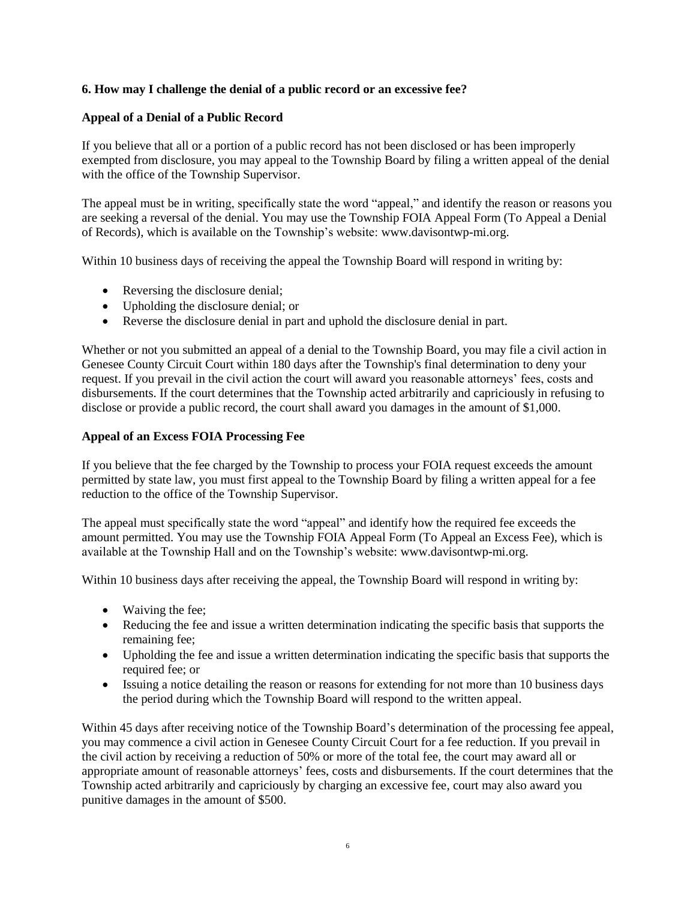**6. How may I challenge the denial of a public record or an excessive fee?**

**Appeal of a Denial of a Public Record**

If you believe that all or a portion of a public record has not been disclosed or has been improperly exempted from disclosure, you may appeal to the Township Board by filing a written appeal of the denial with the office of the Township Supervisor.

The appeal must be in writing, specifically state the word "appeal," and identify the reason or reasons you are seeking a reversal of the denial. You may use the Township FOIA Appeal Form (To Appeal a Denial of Records), which is available on the Township's website: www.davisontwp-mi.org.

Within 10 business days of receiving the appeal the Township Board will respond in writing by:

- Reversing the disclosure denial;
- Upholding the disclosure denial; or
- Reverse the disclosure denial in part and uphold the disclosure denial in part.

Whether or not you submitted an appeal of a denial to the Township Board, you may file a civil action in Genesee County Circuit Court within 180 days after the Township's final determination to deny your request. If you prevail in the civil action the court will award you reasonable attorneys' fees, costs and disbursements. If the court determines that the Township acted arbitrarily and capriciously in refusing to disclose or provide a public record, the court shall award you damages in the amount of $1,000.

**Appeal of an Excess FOIA Processing Fee**

If you believe that the fee charged by the Township to process your FOIA request exceeds the amount permitted by state law, you must first appeal to the Township Board by filing a written appeal for a fee reduction to the office of the Township Supervisor.

The appeal must specifically state the word "appeal" and identify how the required fee exceeds the amount permitted. You may use the Township FOIA Appeal Form (To Appeal an Excess Fee), which is available at the Township Hall and on the Township's website: www.davisontwp-mi.org.

Within 10 business days after receiving the appeal, the Township Board will respond in writing by:

- Waiving the fee;
- Reducing the fee and issue a written determination indicating the specific basis that supports the remaining fee;
- Upholding the fee and issue a written determination indicating the specific basis that supports the required fee; or
- Issuing a notice detailing the reason or reasons for extending for not more than 10 business days the period during which the Township Board will respond to the written appeal.

Within 45 days after receiving notice of the Township Board's determination of the processing fee appeal, you may commence a civil action in Genesee County Circuit Court for a fee reduction. If you prevail in the civil action by receiving a reduction of 50% or more of the total fee, the court may award all or appropriate amount of reasonable attorneys' fees, costs and disbursements. If the court determines that the Township acted arbitrarily and capriciously by charging an excessive fee, court may also award you punitive damages in the amount of $500.